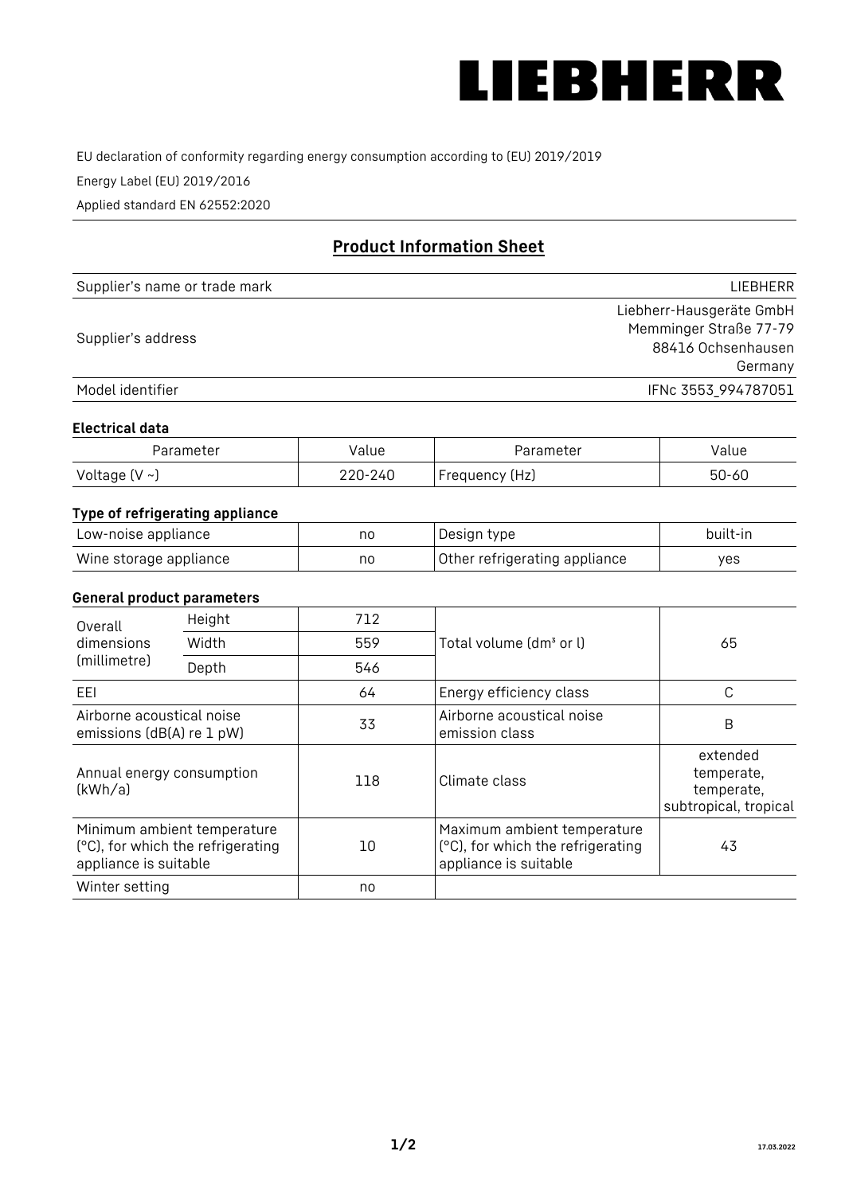LIEBHERR

EU declaration of conformity regarding energy consumption according to (EU) 2019/2019

Energy Label (EU) 2019/2016

Applied standard EN 62552:2020

## Product Information Sheet

| | |
|---|---|
| Supplier's name or trade mark | LIEBHERR |
| Supplier's address | Liebherr-Hausgeräte GmbH<br>Memminger Straße 77-79<br>88416 Ochsenhausen<br>Germany |
| Model identifier | IFNc 3553_994787051 |

### Electrical data

| Parameter | Value | Parameter | Value |
|---|---|---|---|
| Voltage (V ~) | 220-240 | Frequency (Hz) | 50-60 |

### Type of refrigerating appliance

| | | | |
|---|---|---|---|
| Low-noise appliance | no | Design type | built-in |
| Wine storage appliance | no | Other refrigerating appliance | yes |

### General product parameters

| | | | | |
|---|---|---|---|---|
| Overall dimensions (millimetre) | Height | 712 | Total volume (dm³ or l) | 65 |
| | Width | 559 | | |
| | Depth | 546 | | |
| EEI | | 64 | Energy efficiency class | C |
| Airborne acoustical noise emissions (dB(A) re 1 pW) | | 33 | Airborne acoustical noise emission class | B |
| Annual energy consumption (kWh/a) | | 118 | Climate class | extended temperate, temperate, subtropical, tropical |
| Minimum ambient temperature (°C), for which the refrigerating appliance is suitable | | 10 | Maximum ambient temperature (°C), for which the refrigerating appliance is suitable | 43 |
| Winter setting | | no | | |

17.03.2022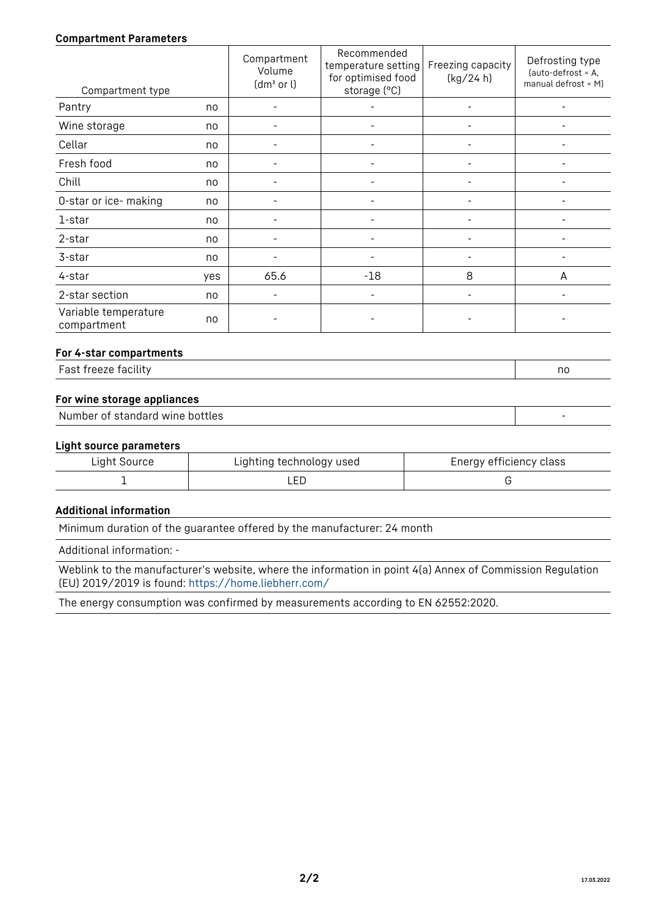### Compartment Parameters

| Compartment type | | Compartment Volume (dm³ or l) | Recommended temperature setting for optimised food storage (°C) | Freezing capacity (kg/24 h) | Defrosting type (auto-defrost = A, manual defrost = M) |
|---|---|---|---|---|---|
| Pantry | no | - | - | - | - |
| Wine storage | no | - | - | - | - |
| Cellar | no | - | - | - | - |
| Fresh food | no | - | - | - | - |
| Chill | no | - | - | - | - |
| 0-star or ice- making | no | - | - | - | - |
| 1-star | no | - | - | - | - |
| 2-star | no | - | - | - | - |
| 3-star | no | - | - | - | - |
| 4-star | yes | 65.6 | -18 | 8 | A |
| 2-star section | no | - | - | - | - |
| Variable temperature compartment | no | - | - | - | - |

### For 4-star compartments

| | |
|---|---|
| Fast freeze facility | no |

### For wine storage appliances

| | |
|---|---|
| Number of standard wine bottles | - |

### Light source parameters

| Light Source | Lighting technology used | Energy efficiency class |
|---|---|---|
| 1 | LED | G |

### Additional information

Minimum duration of the guarantee offered by the manufacturer: 24 month

Additional information: -

Weblink to the manufacturer's website, where the information in point 4(a) Annex of Commission Regulation (EU) 2019/2019 is found: https://home.liebherr.com/

The energy consumption was confirmed by measurements according to EN 62552:2020.

17.03.2022